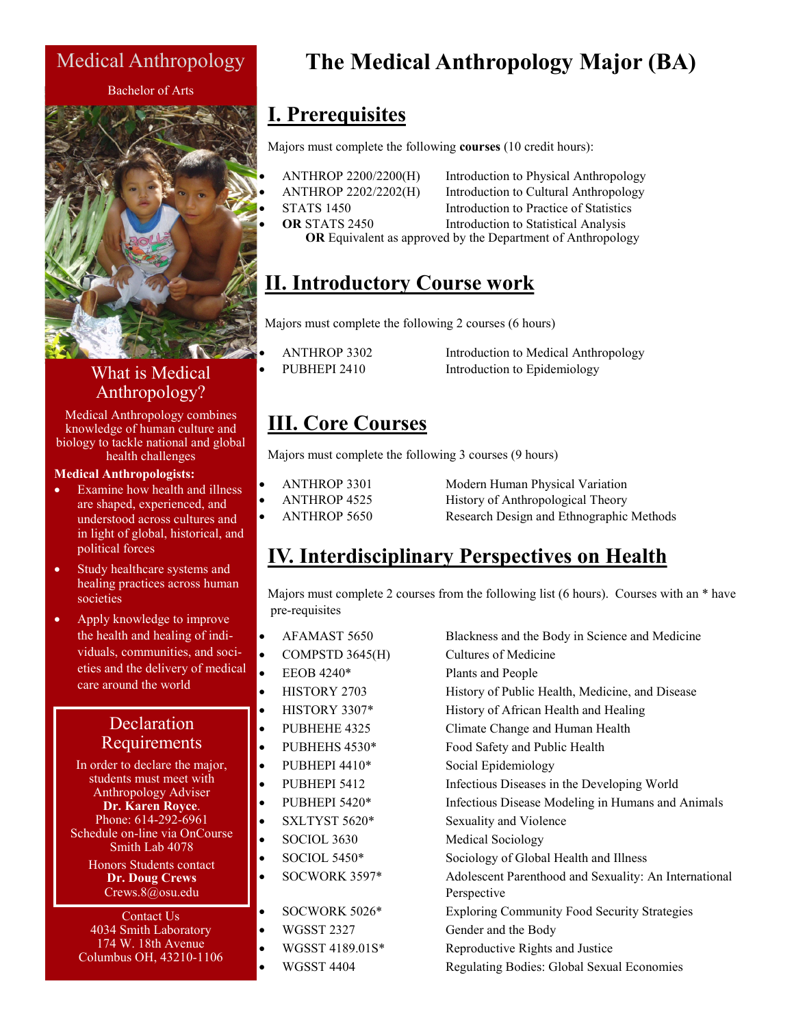# Medical Anthropology

Bachelor of Arts

## What is Medical Anthropology?

Medical Anthropology combines knowledge of human culture and biology to tackle national and global health challenges

**Medical Anthropologists:**

- Examine how health and illness are shaped, experienced, and understood across cultures and in light of global, historical, and political forces
- Study healthcare systems and healing practices across human societies
- Apply knowledge to improve the health and healing of individuals, communities, and societies and the delivery of medical care around the world

## Declaration Requirements

In order to declare the major, students must meet with Anthropology Adviser
**Dr. Karen Royce**.
Phone: 614-292-6961
Schedule on-line via OnCourse
Smith Lab 4078

Honors Students contact
**Dr. Doug Crews**
Crews.8@osu.edu

Contact Us
4034 Smith Laboratory
174 W. 18th Avenue
Columbus OH, 43210-1106

# The Medical Anthropology Major (BA)

## I. Prerequisites

Majors must complete the following **courses** (10 credit hours):

- ANTHROP 2200/2200(H) — Introduction to Physical Anthropology
- ANTHROP 2202/2202(H) — Introduction to Cultural Anthropology
- STATS 1450 — Introduction to Practice of Statistics
- **OR** STATS 2450 — Introduction to Statistical Analysis
  **OR** Equivalent as approved by the Department of Anthropology

## II. Introductory Course work

Majors must complete the following 2 courses (6 hours)

- ANTHROP 3302 — Introduction to Medical Anthropology
- PUBHEPI 2410 — Introduction to Epidemiology

## III. Core Courses

Majors must complete the following 3 courses (9 hours)

- ANTHROP 3301 — Modern Human Physical Variation
- ANTHROP 4525 — History of Anthropological Theory
- ANTHROP 5650 — Research Design and Ethnographic Methods

## IV. Interdisciplinary Perspectives on Health

Majors must complete 2 courses from the following list (6 hours). Courses with an * have pre-requisites

- AFAMAST 5650 — Blackness and the Body in Science and Medicine
- COMPSTD 3645(H) — Cultures of Medicine
- EEOB 4240* — Plants and People
- HISTORY 2703 — History of Public Health, Medicine, and Disease
- HISTORY 3307* — History of African Health and Healing
- PUBHEHE 4325 — Climate Change and Human Health
- PUBHEHS 4530* — Food Safety and Public Health
- PUBHEPI 4410* — Social Epidemiology
- PUBHEPI 5412 — Infectious Diseases in the Developing World
- PUBHEPI 5420* — Infectious Disease Modeling in Humans and Animals
- SXLTYST 5620* — Sexuality and Violence
- SOCIOL 3630 — Medical Sociology
- SOCIOL 5450* — Sociology of Global Health and Illness
- SOCWORK 3597* — Adolescent Parenthood and Sexuality: An International Perspective
- SOCWORK 5026* — Exploring Community Food Security Strategies
- WGSST 2327 — Gender and the Body
- WGSST 4189.01S* — Reproductive Rights and Justice
- WGSST 4404 — Regulating Bodies: Global Sexual Economies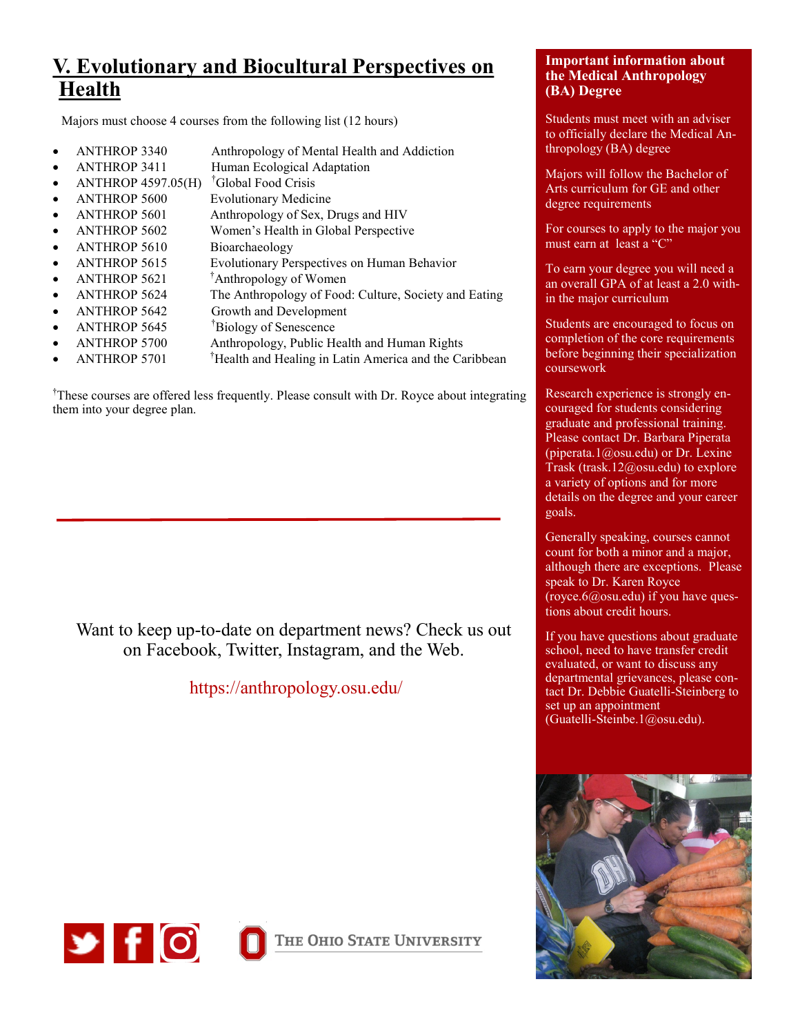## V. Evolutionary and Biocultural Perspectives on Health

Majors must choose 4 courses from the following list (12 hours)

- ANTHROP 3340 Anthropology of Mental Health and Addiction
- ANTHROP 3411 Human Ecological Adaptation
- ANTHROP 4597.05(H) †Global Food Crisis
- ANTHROP 5600 Evolutionary Medicine
- ANTHROP 5601 Anthropology of Sex, Drugs and HIV
- ANTHROP 5602 Women's Health in Global Perspective
- ANTHROP 5610 Bioarchaeology
- ANTHROP 5615 Evolutionary Perspectives on Human Behavior
- ANTHROP 5621 †Anthropology of Women
- ANTHROP 5624 The Anthropology of Food: Culture, Society and Eating
- ANTHROP 5642 Growth and Development
- ANTHROP 5645 †Biology of Senescence
- ANTHROP 5700 Anthropology, Public Health and Human Rights
- ANTHROP 5701 †Health and Healing in Latin America and the Caribbean

†These courses are offered less frequently. Please consult with Dr. Royce about integrating them into your degree plan.

Want to keep up-to-date on department news? Check us out on Facebook, Twitter, Instagram, and the Web.

https://anthropology.osu.edu/

The Ohio State University

### Important information about the Medical Anthropology (BA) Degree

Students must meet with an adviser to officially declare the Medical Anthropology (BA) degree

Majors will follow the Bachelor of Arts curriculum for GE and other degree requirements

For courses to apply to the major you must earn at least a "C"

To earn your degree you will need a an overall GPA of at least a 2.0 within the major curriculum

Students are encouraged to focus on completion of the core requirements before beginning their specialization coursework

Research experience is strongly encouraged for students considering graduate and professional training. Please contact Dr. Barbara Piperata (piperata.1@osu.edu) or Dr. Lexine Trask (trask.12@osu.edu) to explore a variety of options and for more details on the degree and your career goals.

Generally speaking, courses cannot count for both a minor and a major, although there are exceptions. Please speak to Dr. Karen Royce (royce.6@osu.edu) if you have questions about credit hours.

If you have questions about graduate school, need to have transfer credit evaluated, or want to discuss any departmental grievances, please contact Dr. Debbie Guatelli-Steinberg to set up an appointment (Guatelli-Steinbe.1@osu.edu).